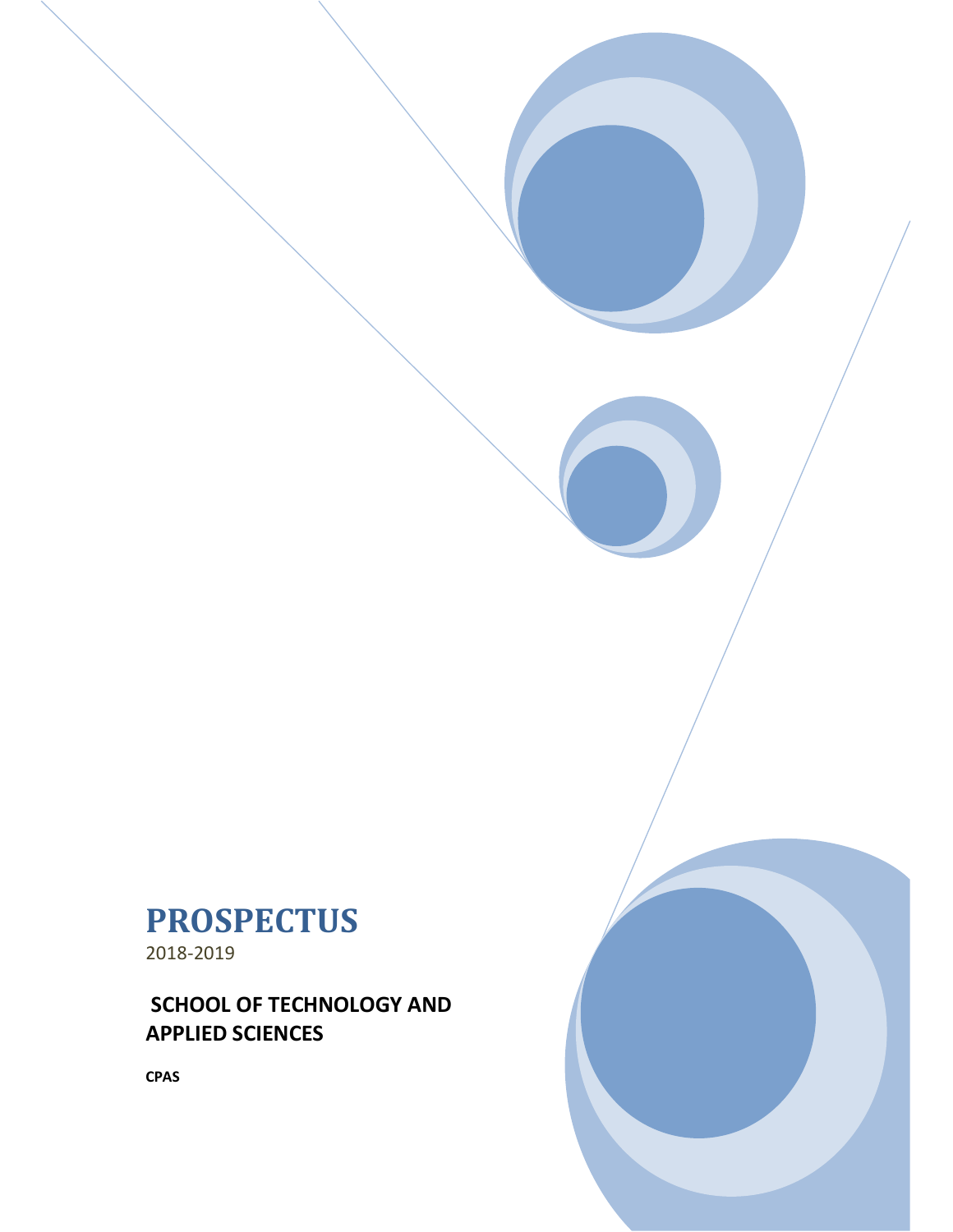# PROSPECTUS

2018-2019

## SCHOOL OF TECHNOLOGY AND APPLIED SCIENCES

**CPAS**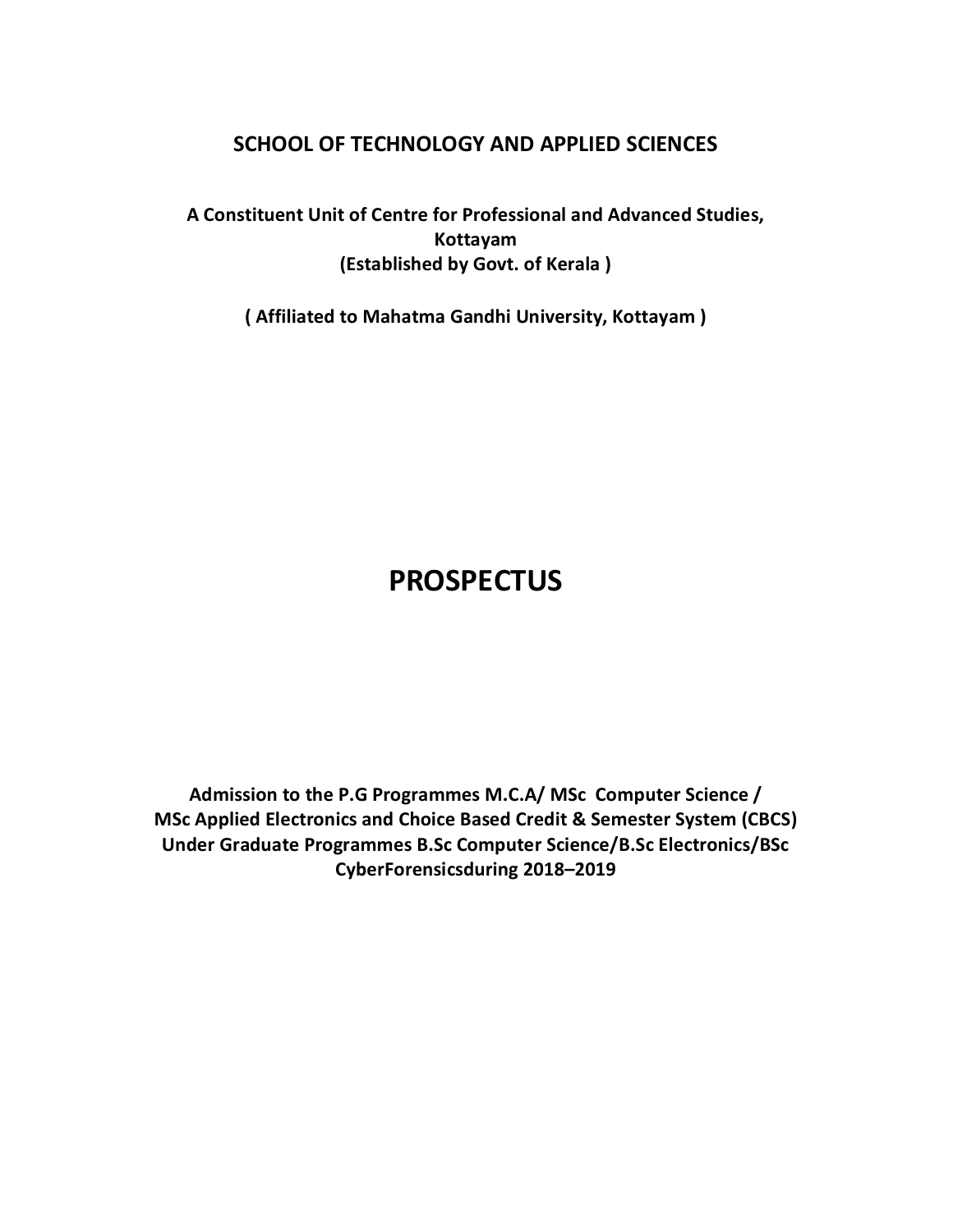**SCHOOL OF TECHNOLOGY AND APPLIED SCIENCES**

**A Constituent Unit of Centre for Professional and Advanced Studies, Kottayam**
**(Established by Govt. of Kerala )**

**( Affiliated to Mahatma Gandhi University, Kottayam )**

# PROSPECTUS

**Admission to the P.G Programmes M.C.A/ MSc Computer Science / MSc Applied Electronics and Choice Based Credit & Semester System (CBCS) Under Graduate Programmes B.Sc Computer Science/B.Sc Electronics/BSc CyberForensicsduring 2018–2019**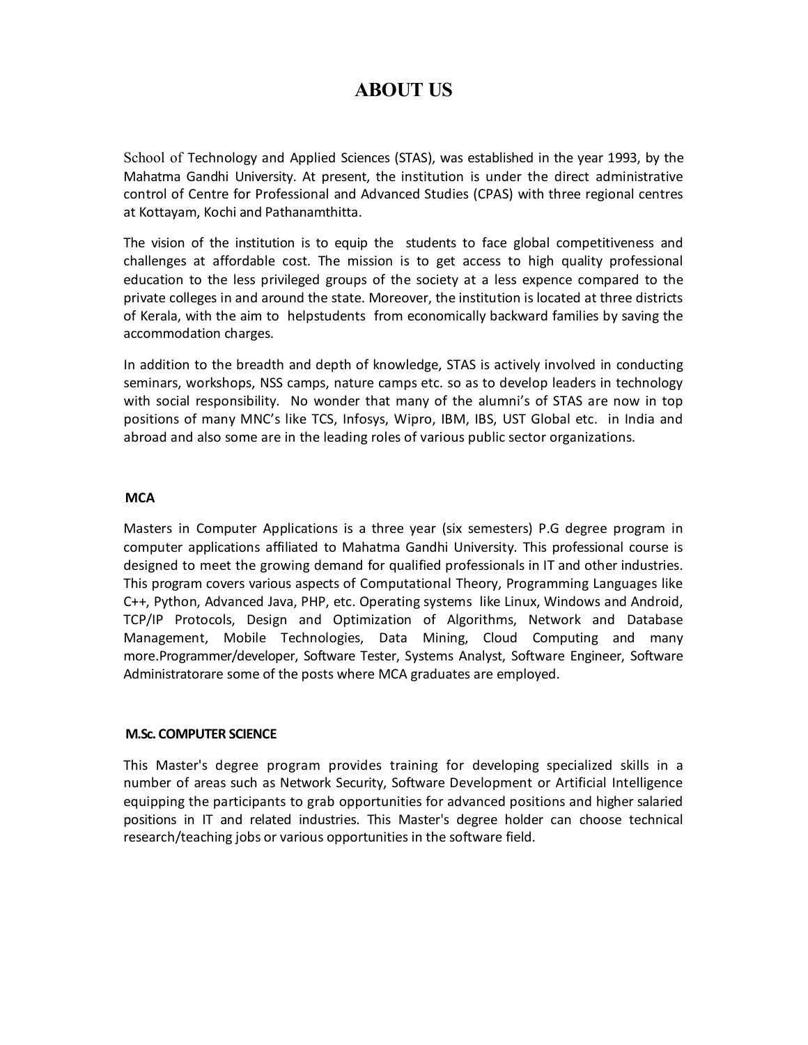# ABOUT US

School of Technology and Applied Sciences (STAS), was established in the year 1993, by the Mahatma Gandhi University. At present, the institution is under the direct administrative control of Centre for Professional and Advanced Studies (CPAS) with three regional centres at Kottayam, Kochi and Pathanamthitta.

The vision of the institution is to equip the students to face global competitiveness and challenges at affordable cost. The mission is to get access to high quality professional education to the less privileged groups of the society at a less expence compared to the private colleges in and around the state. Moreover, the institution is located at three districts of Kerala, with the aim to helpstudents from economically backward families by saving the accommodation charges.

In addition to the breadth and depth of knowledge, STAS is actively involved in conducting seminars, workshops, NSS camps, nature camps etc. so as to develop leaders in technology with social responsibility. No wonder that many of the alumni's of STAS are now in top positions of many MNC's like TCS, Infosys, Wipro, IBM, IBS, UST Global etc. in India and abroad and also some are in the leading roles of various public sector organizations.

**MCA**

Masters in Computer Applications is a three year (six semesters) P.G degree program in computer applications affiliated to Mahatma Gandhi University. This professional course is designed to meet the growing demand for qualified professionals in IT and other industries. This program covers various aspects of Computational Theory, Programming Languages like C++, Python, Advanced Java, PHP, etc. Operating systems like Linux, Windows and Android, TCP/IP Protocols, Design and Optimization of Algorithms, Network and Database Management, Mobile Technologies, Data Mining, Cloud Computing and many more.Programmer/developer, Software Tester, Systems Analyst, Software Engineer, Software Administratorare some of the posts where MCA graduates are employed.

**M.Sc. COMPUTER SCIENCE**

This Master's degree program provides training for developing specialized skills in a number of areas such as Network Security, Software Development or Artificial Intelligence equipping the participants to grab opportunities for advanced positions and higher salaried positions in IT and related industries. This Master's degree holder can choose technical research/teaching jobs or various opportunities in the software field.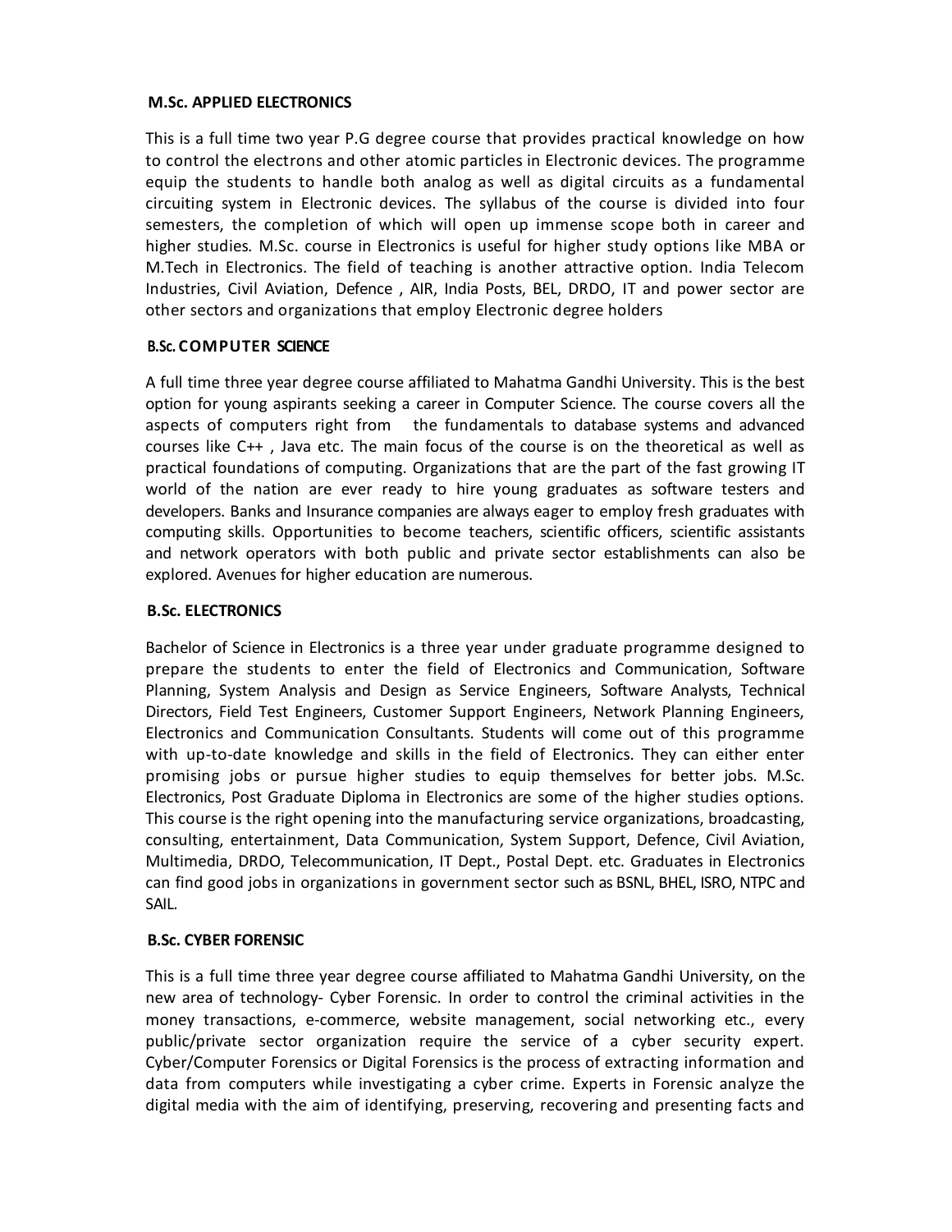### M.Sc. APPLIED ELECTRONICS

This is a full time two year P.G degree course that provides practical knowledge on how to control the electrons and other atomic particles in Electronic devices. The programme equip the students to handle both analog as well as digital circuits as a fundamental circuiting system in Electronic devices. The syllabus of the course is divided into four semesters, the completion of which will open up immense scope both in career and higher studies. M.Sc. course in Electronics is useful for higher study options like MBA or M.Tech in Electronics. The field of teaching is another attractive option. India Telecom Industries, Civil Aviation, Defence , AIR, India Posts, BEL, DRDO, IT and power sector are other sectors and organizations that employ Electronic degree holders

### B.Sc. COMPUTER SCIENCE

A full time three year degree course affiliated to Mahatma Gandhi University. This is the best option for young aspirants seeking a career in Computer Science. The course covers all the aspects of computers right from the fundamentals to database systems and advanced courses like C++ , Java etc. The main focus of the course is on the theoretical as well as practical foundations of computing. Organizations that are the part of the fast growing IT world of the nation are ever ready to hire young graduates as software testers and developers. Banks and Insurance companies are always eager to employ fresh graduates with computing skills. Opportunities to become teachers, scientific officers, scientific assistants and network operators with both public and private sector establishments can also be explored. Avenues for higher education are numerous.

### B.Sc. ELECTRONICS

Bachelor of Science in Electronics is a three year under graduate programme designed to prepare the students to enter the field of Electronics and Communication, Software Planning, System Analysis and Design as Service Engineers, Software Analysts, Technical Directors, Field Test Engineers, Customer Support Engineers, Network Planning Engineers, Electronics and Communication Consultants. Students will come out of this programme with up-to-date knowledge and skills in the field of Electronics. They can either enter promising jobs or pursue higher studies to equip themselves for better jobs. M.Sc. Electronics, Post Graduate Diploma in Electronics are some of the higher studies options. This course is the right opening into the manufacturing service organizations, broadcasting, consulting, entertainment, Data Communication, System Support, Defence, Civil Aviation, Multimedia, DRDO, Telecommunication, IT Dept., Postal Dept. etc. Graduates in Electronics can find good jobs in organizations in government sector such as BSNL, BHEL, ISRO, NTPC and SAIL.

### B.Sc. CYBER FORENSIC

This is a full time three year degree course affiliated to Mahatma Gandhi University, on the new area of technology- Cyber Forensic. In order to control the criminal activities in the money transactions, e-commerce, website management, social networking etc., every public/private sector organization require the service of a cyber security expert. Cyber/Computer Forensics or Digital Forensics is the process of extracting information and data from computers while investigating a cyber crime. Experts in Forensic analyze the digital media with the aim of identifying, preserving, recovering and presenting facts and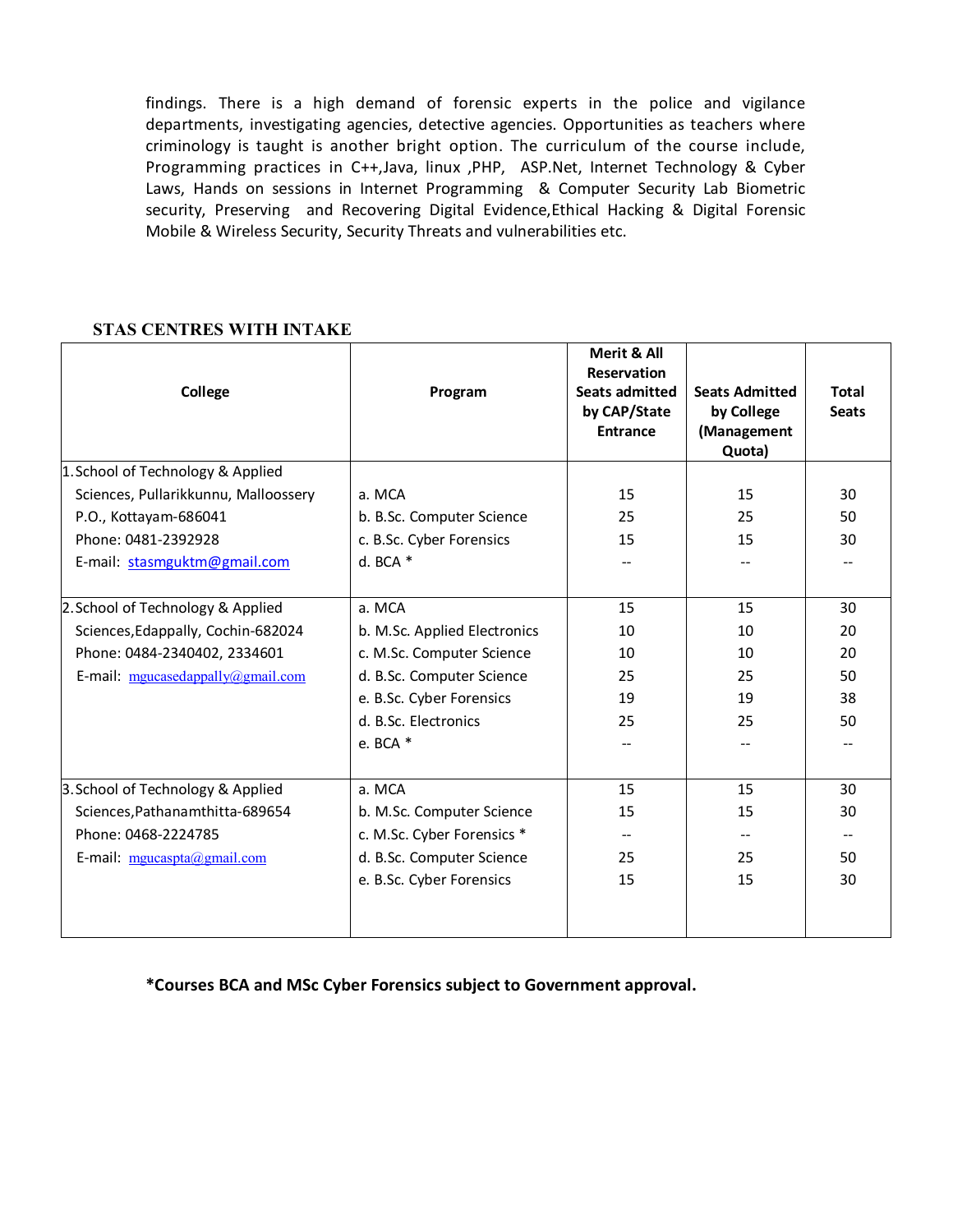findings. There is a high demand of forensic experts in the police and vigilance departments, investigating agencies, detective agencies. Opportunities as teachers where criminology is taught is another bright option. The curriculum of the course include, Programming practices in C++,Java, linux ,PHP, ASP.Net, Internet Technology & Cyber Laws, Hands on sessions in Internet Programming & Computer Security Lab Biometric security, Preserving and Recovering Digital Evidence,Ethical Hacking & Digital Forensic Mobile & Wireless Security, Security Threats and vulnerabilities etc.

## STAS CENTRES WITH INTAKE

| College | Program | Merit & All Reservation Seats admitted by CAP/State Entrance | Seats Admitted by College (Management Quota) | Total Seats |
|---|---|---|---|---|
| 1. School of Technology & Applied Sciences, Pullarikkunu, Malloossery P.O., Kottayam-686041<br>Phone: 0481-2392928<br>E-mail: stasmguktm@gmail.com | a. MCA | 15 | 15 | 30 |
| | b. B.Sc. Computer Science | 25 | 25 | 50 |
| | c. B.Sc. Cyber Forensics | 15 | 15 | 30 |
| | d. BCA * | -- | -- | -- |
| 2. School of Technology & Applied Sciences,Edappally, Cochin-682024<br>Phone: 0484-2340402, 2334601<br>E-mail: mgucasedappally@gmail.com | a. MCA | 15 | 15 | 30 |
| | b. M.Sc. Applied Electronics | 10 | 10 | 20 |
| | c. M.Sc. Computer Science | 10 | 10 | 20 |
| | d. B.Sc. Computer Science | 25 | 25 | 50 |
| | e. B.Sc. Cyber Forensics | 19 | 19 | 38 |
| | d. B.Sc. Electronics | 25 | 25 | 50 |
| | e. BCA * | -- | -- | -- |
| 3. School of Technology & Applied Sciences,Pathanamthitta-689654<br>Phone: 0468-2224785<br>E-mail: mgucaspta@gmail.com | a. MCA | 15 | 15 | 30 |
| | b. M.Sc. Computer Science | 15 | 15 | 30 |
| | c. M.Sc. Cyber Forensics * | -- | -- | -- |
| | d. B.Sc. Computer Science | 25 | 25 | 50 |
| | e. B.Sc. Cyber Forensics | 15 | 15 | 30 |

**\*Courses BCA and MSc Cyber Forensics subject to Government approval.**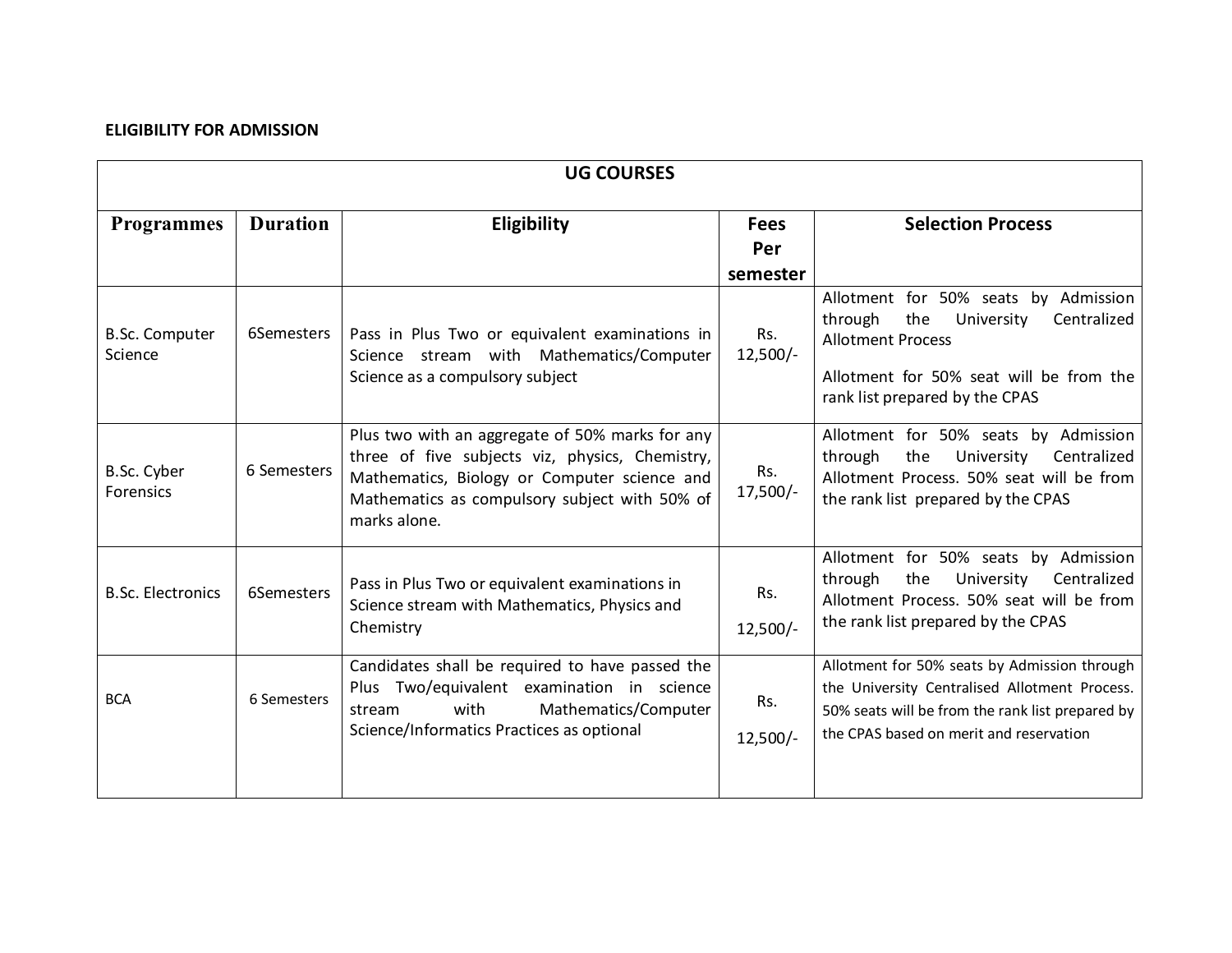**ELIGIBILITY FOR ADMISSION**

| UG COURSES | | | | |
|---|---|---|---|---|
| **Programmes** | **Duration** | **Eligibility** | **Fees Per semester** | **Selection Process** |
| B.Sc. Computer Science | 6Semesters | Pass in Plus Two or equivalent examinations in Science stream with Mathematics/Computer Science as a compulsory subject | Rs. 12,500/- | Allotment for 50% seats by Admission through the University Centralized Allotment Process<br><br>Allotment for 50% seat will be from the rank list prepared by the CPAS |
| B.Sc. Cyber Forensics | 6 Semesters | Plus two with an aggregate of 50% marks for any three of five subjects viz, physics, Chemistry, Mathematics, Biology or Computer science and Mathematics as compulsory subject with 50% of marks alone. | Rs. 17,500/- | Allotment for 50% seats by Admission through the University Centralized Allotment Process. 50% seat will be from the rank list prepared by the CPAS |
| B.Sc. Electronics | 6Semesters | Pass in Plus Two or equivalent examinations in Science stream with Mathematics, Physics and Chemistry | Rs. 12,500/- | Allotment for 50% seats by Admission through the University Centralized Allotment Process. 50% seat will be from the rank list prepared by the CPAS |
| BCA | 6 Semesters | Candidates shall be required to have passed the Plus Two/equivalent examination in science stream with Mathematics/Computer Science/Informatics Practices as optional | Rs. 12,500/- | Allotment for 50% seats by Admission through the University Centralised Allotment Process. 50% seats will be from the rank list prepared by the CPAS based on merit and reservation |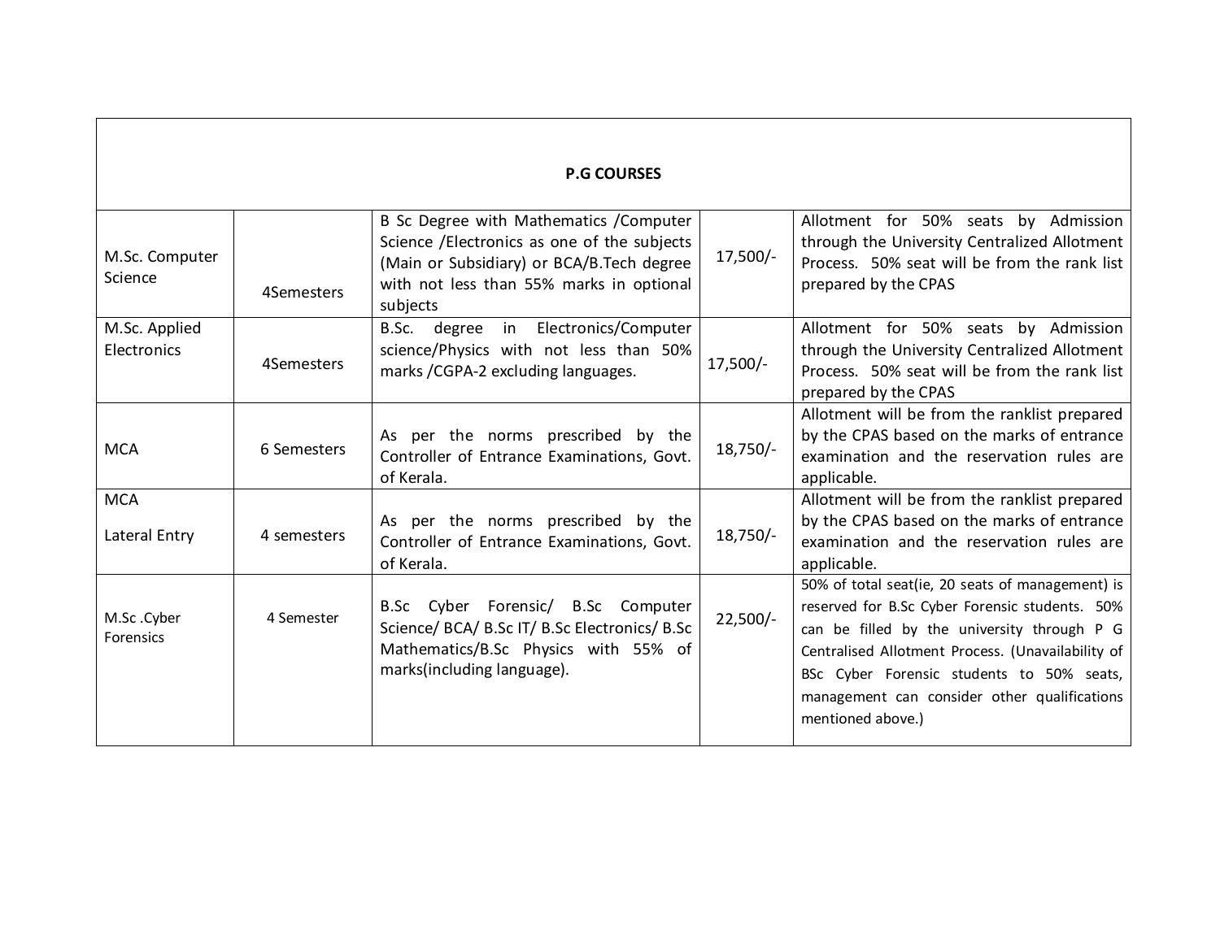| P.G COURSES | | | | |
|---|---|---|---|---|
| M.Sc. Computer Science | 4Semesters | B Sc Degree with Mathematics /Computer Science /Electronics as one of the subjects (Main or Subsidiary) or BCA/B.Tech degree with not less than 55% marks in optional subjects | 17,500/- | Allotment for 50% seats by Admission through the University Centralized Allotment Process. 50% seat will be from the rank list prepared by the CPAS |
| M.Sc. Applied Electronics | 4Semesters | B.Sc. degree in Electronics/Computer science/Physics with not less than 50% marks /CGPA-2 excluding languages. | 17,500/- | Allotment for 50% seats by Admission through the University Centralized Allotment Process. 50% seat will be from the rank list prepared by the CPAS |
| MCA | 6 Semesters | As per the norms prescribed by the Controller of Entrance Examinations, Govt. of Kerala. | 18,750/- | Allotment will be from the ranklist prepared by the CPAS based on the marks of entrance examination and the reservation rules are applicable. |
| MCA Lateral Entry | 4 semesters | As per the norms prescribed by the Controller of Entrance Examinations, Govt. of Kerala. | 18,750/- | Allotment will be from the ranklist prepared by the CPAS based on the marks of entrance examination and the reservation rules are applicable. |
| M.Sc .Cyber Forensics | 4 Semester | B.Sc Cyber Forensic/ B.Sc Computer Science/ BCA/ B.Sc IT/ B.Sc Electronics/ B.Sc Mathematics/B.Sc Physics with 55% of marks(including language). | 22,500/- | 50% of total seat(ie, 20 seats of management) is reserved for B.Sc Cyber Forensic students. 50% can be filled by the university through P G Centralised Allotment Process. (Unavailability of BSc Cyber Forensic students to 50% seats, management can consider other qualifications mentioned above.) |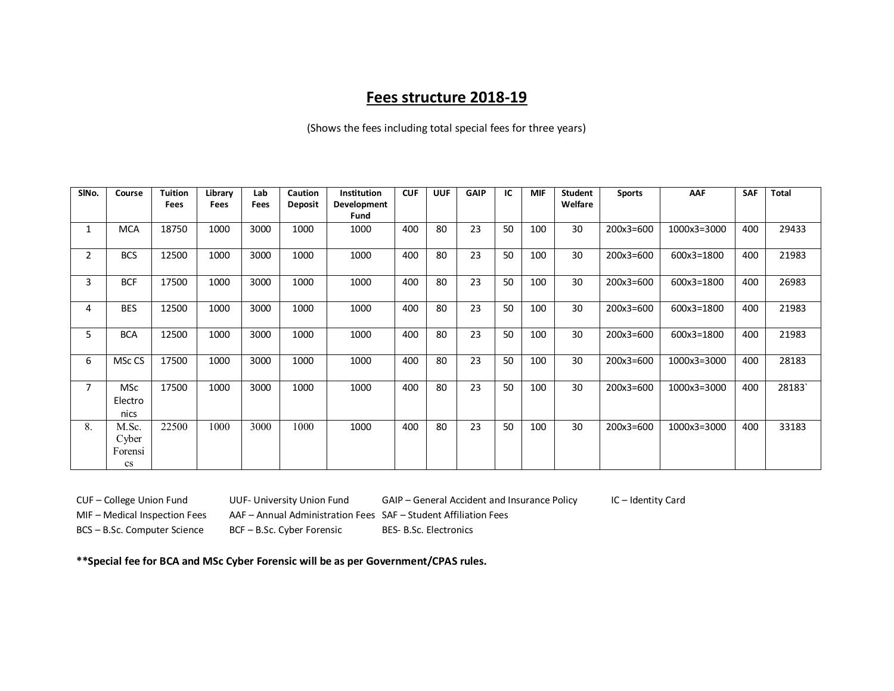## Fees structure 2018-19

(Shows the fees including total special fees for three years)

| SlNo. | Course | Tuition Fees | Library Fees | Lab Fees | Caution Deposit | Institution Development Fund | CUF | UUF | GAIP | IC | MIF | Student Welfare | Sports | AAF | SAF | Total |
|---|---|---|---|---|---|---|---|---|---|---|---|---|---|---|---|---|
| 1 | MCA | 18750 | 1000 | 3000 | 1000 | 1000 | 400 | 80 | 23 | 50 | 100 | 30 | 200x3=600 | 1000x3=3000 | 400 | 29433 |
| 2 | BCS | 12500 | 1000 | 3000 | 1000 | 1000 | 400 | 80 | 23 | 50 | 100 | 30 | 200x3=600 | 600x3=1800 | 400 | 21983 |
| 3 | BCF | 17500 | 1000 | 3000 | 1000 | 1000 | 400 | 80 | 23 | 50 | 100 | 30 | 200x3=600 | 600x3=1800 | 400 | 26983 |
| 4 | BES | 12500 | 1000 | 3000 | 1000 | 1000 | 400 | 80 | 23 | 50 | 100 | 30 | 200x3=600 | 600x3=1800 | 400 | 21983 |
| 5 | BCA | 12500 | 1000 | 3000 | 1000 | 1000 | 400 | 80 | 23 | 50 | 100 | 30 | 200x3=600 | 600x3=1800 | 400 | 21983 |
| 6 | MSc CS | 17500 | 1000 | 3000 | 1000 | 1000 | 400 | 80 | 23 | 50 | 100 | 30 | 200x3=600 | 1000x3=3000 | 400 | 28183 |
| 7 | MSc Electronics | 17500 | 1000 | 3000 | 1000 | 1000 | 400 | 80 | 23 | 50 | 100 | 30 | 200x3=600 | 1000x3=3000 | 400 | 28183` |
| 8. | M.Sc. Cyber Forensics | 22500 | 1000 | 3000 | 1000 | 1000 | 400 | 80 | 23 | 50 | 100 | 30 | 200x3=600 | 1000x3=3000 | 400 | 33183 |

CUF – College Union Fund
UUF- University Union Fund
GAIP – General Accident and Insurance Policy
IC – Identity Card
MIF – Medical Inspection Fees
AAF – Annual Administration Fees
SAF – Student Affiliation Fees
BCS – B.Sc. Computer Science
BCF – B.Sc. Cyber Forensic
BES- B.Sc. Electronics

**\*\*Special fee for BCA and MSc Cyber Forensic will be as per Government/CPAS rules.**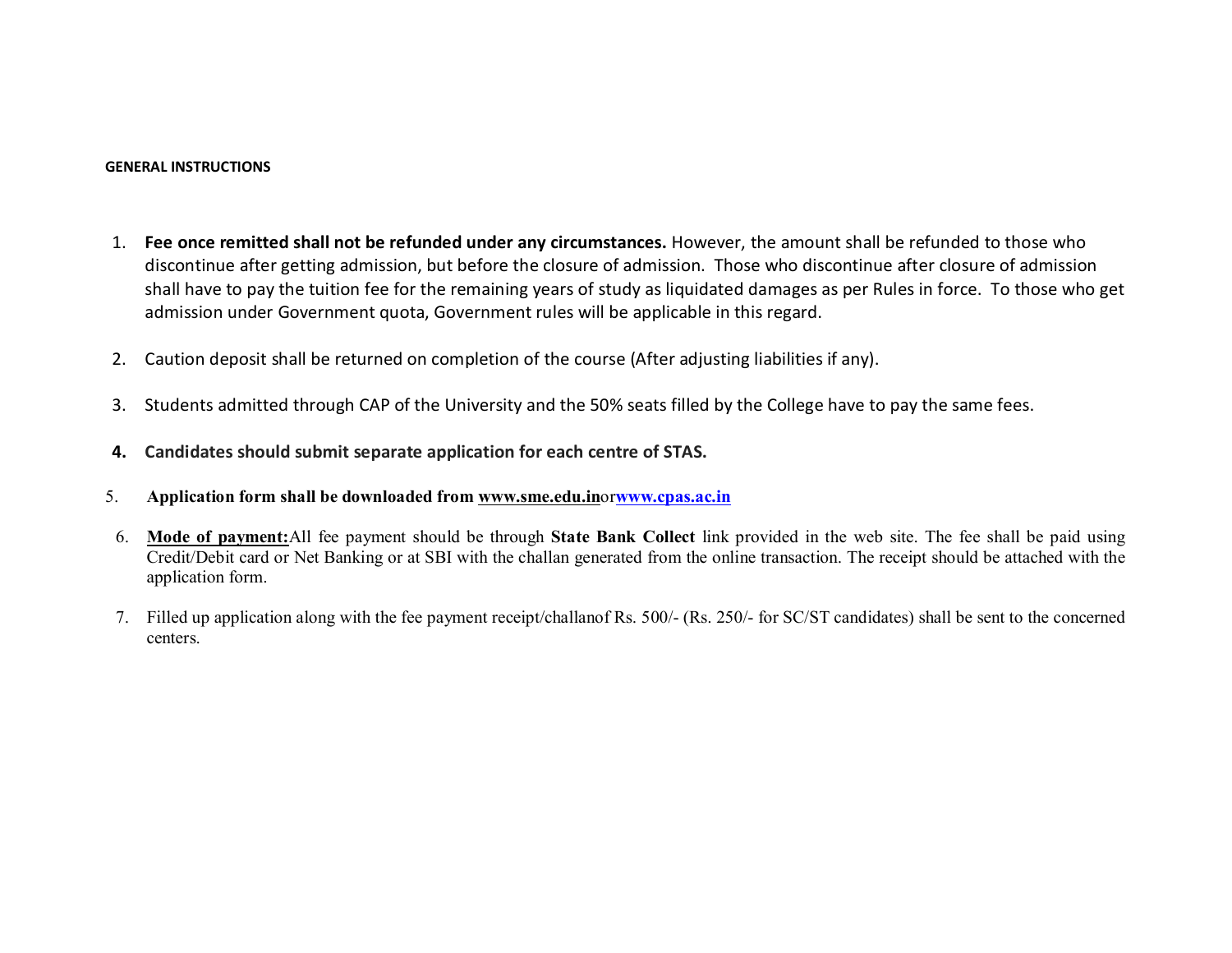**GENERAL INSTRUCTIONS**

1. **Fee once remitted shall not be refunded under any circumstances.** However, the amount shall be refunded to those who discontinue after getting admission, but before the closure of admission. Those who discontinue after closure of admission shall have to pay the tuition fee for the remaining years of study as liquidated damages as per Rules in force. To those who get admission under Government quota, Government rules will be applicable in this regard.

2. Caution deposit shall be returned on completion of the course (After adjusting liabilities if any).

3. Students admitted through CAP of the University and the 50% seats filled by the College have to pay the same fees.

4. **Candidates should submit separate application for each centre of STAS.**

5. **Application form shall be downloaded from www.sme.edu.in** or **www.cpas.ac.in**

6. **Mode of payment:** All fee payment should be through **State Bank Collect** link provided in the web site. The fee shall be paid using Credit/Debit card or Net Banking or at SBI with the challan generated from the online transaction. The receipt should be attached with the application form.

7. Filled up application along with the fee payment receipt/challan of Rs. 500/- (Rs. 250/- for SC/ST candidates) shall be sent to the concerned centers.